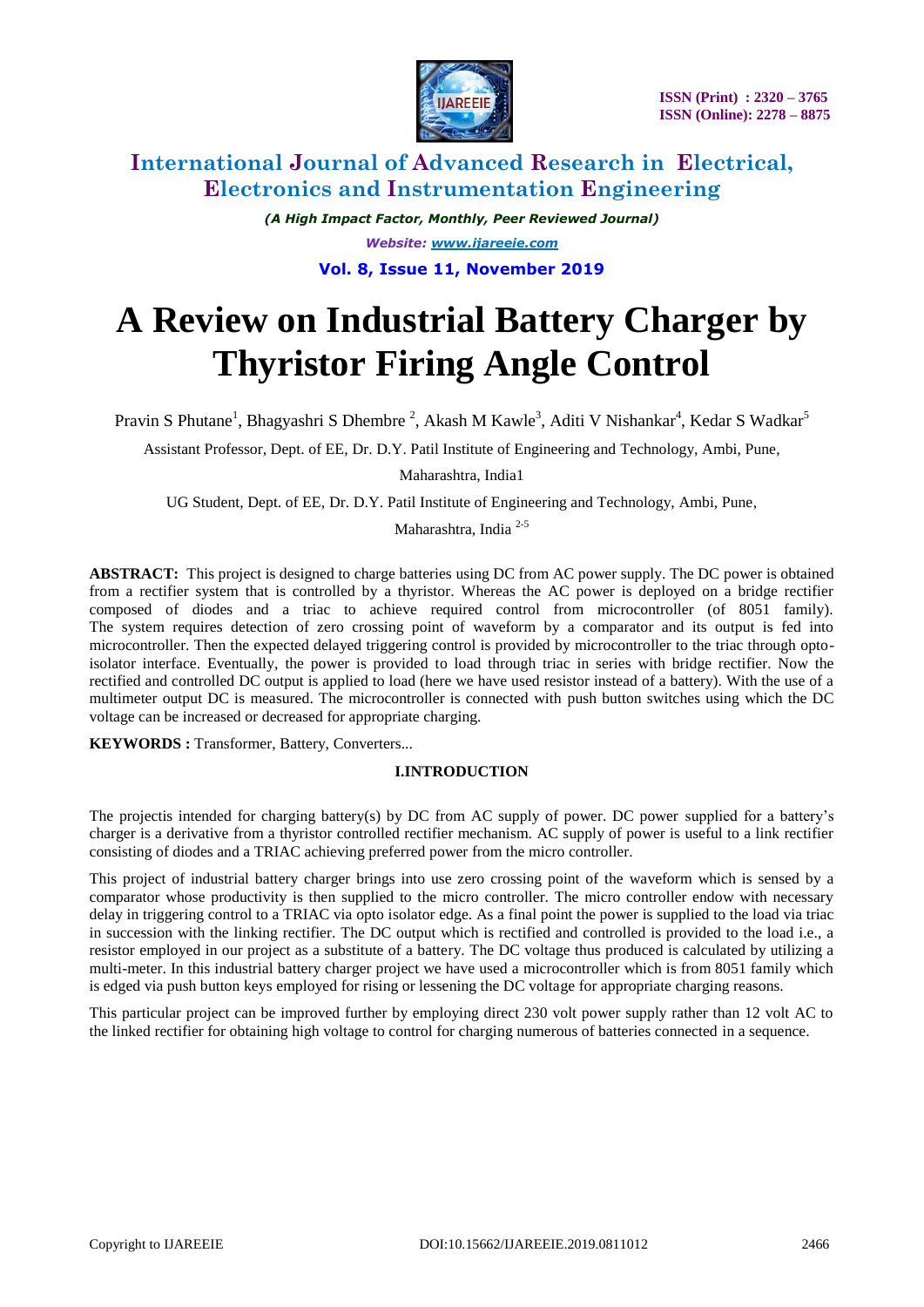# A Review on Industrial Battery Charger by Thyristor Firing Angle Control

Pravin S Phutane[1], Bhagyashri S Dhembre [2], Akash M Kawle[3], Aditi V Nishankar[4], Kedar S Wadkar[5]

Assistant Professor, Dept. of EE, Dr. D.Y. Patil Institute of Engineering and Technology, Ambi, Pune, Maharashtra, India1

UG Student, Dept. of EE, Dr. D.Y. Patil Institute of Engineering and Technology, Ambi, Pune, Maharashtra, India [2-5]

**ABSTRACT:** This project is designed to charge batteries using DC from AC power supply. The DC power is obtained from a rectifier system that is controlled by a thyristor. Whereas the AC power is deployed on a bridge rectifier composed of diodes and a triac to achieve required control from microcontroller (of 8051 family). The system requires detection of zero crossing point of waveform by a comparator and its output is fed into microcontroller. Then the expected delayed triggering control is provided by microcontroller to the triac through opto-isolator interface. Eventually, the power is provided to load through triac in series with bridge rectifier. Now the rectified and controlled DC output is applied to load (here we have used resistor instead of a battery). With the use of a multimeter output DC is measured. The microcontroller is connected with push button switches using which the DC voltage can be increased or decreased for appropriate charging.

**KEYWORDS :** Transformer, Battery, Converters...

## I.INTRODUCTION

The projectis intended for charging battery(s) by DC from AC supply of power. DC power supplied for a battery's charger is a derivative from a thyristor controlled rectifier mechanism. AC supply of power is useful to a link rectifier consisting of diodes and a TRIAC achieving preferred power from the micro controller.

This project of industrial battery charger brings into use zero crossing point of the waveform which is sensed by a comparator whose productivity is then supplied to the micro controller. The micro controller endow with necessary delay in triggering control to a TRIAC via opto isolator edge. As a final point the power is supplied to the load via triac in succession with the linking rectifier. The DC output which is rectified and controlled is provided to the load i.e., a resistor employed in our project as a substitute of a battery. The DC voltage thus produced is calculated by utilizing a multi-meter. In this industrial battery charger project we have used a microcontroller which is from 8051 family which is edged via push button keys employed for rising or lessening the DC voltage for appropriate charging reasons.

This particular project can be improved further by employing direct 230 volt power supply rather than 12 volt AC to the linked rectifier for obtaining high voltage to control for charging numerous of batteries connected in a sequence.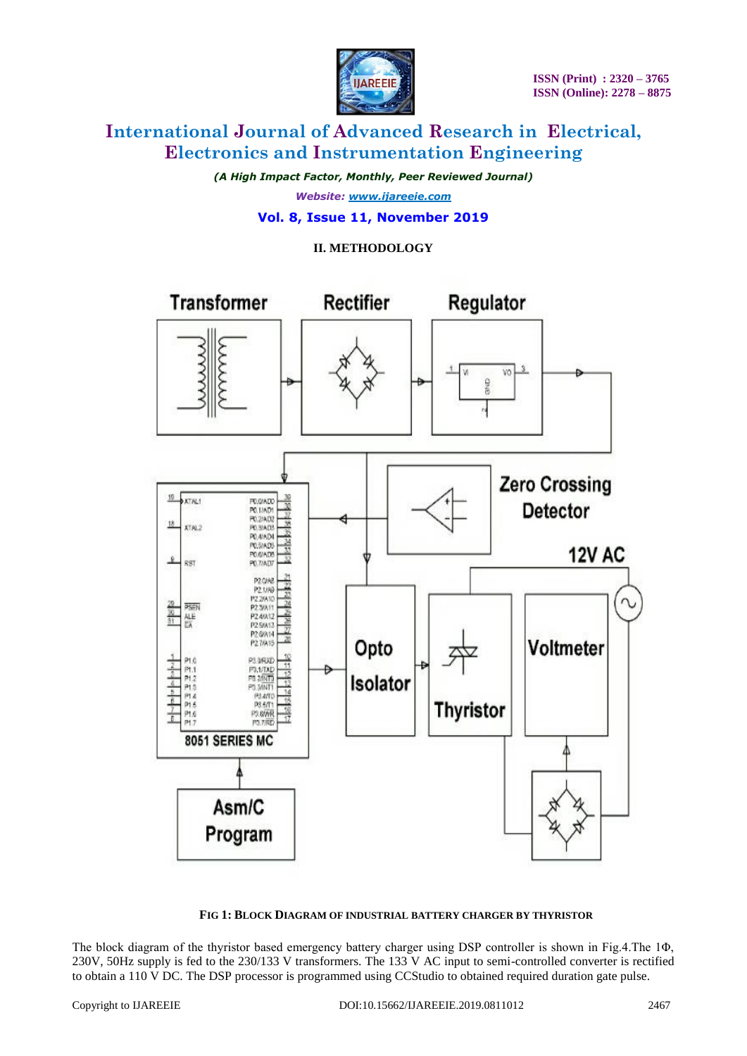## II. METHODOLOGY

**FIG 1: BLOCK DIAGRAM OF INDUSTRIAL BATTERY CHARGER BY THYRISTOR**

The block diagram of the thyristor based emergency battery charger using DSP controller is shown in Fig.4.The 1Φ, 230V, 50Hz supply is fed to the 230/133 V transformers. The 133 V AC input to semi-controlled converter is rectified to obtain a 110 V DC. The DSP processor is programmed using CCStudio to obtained required duration gate pulse.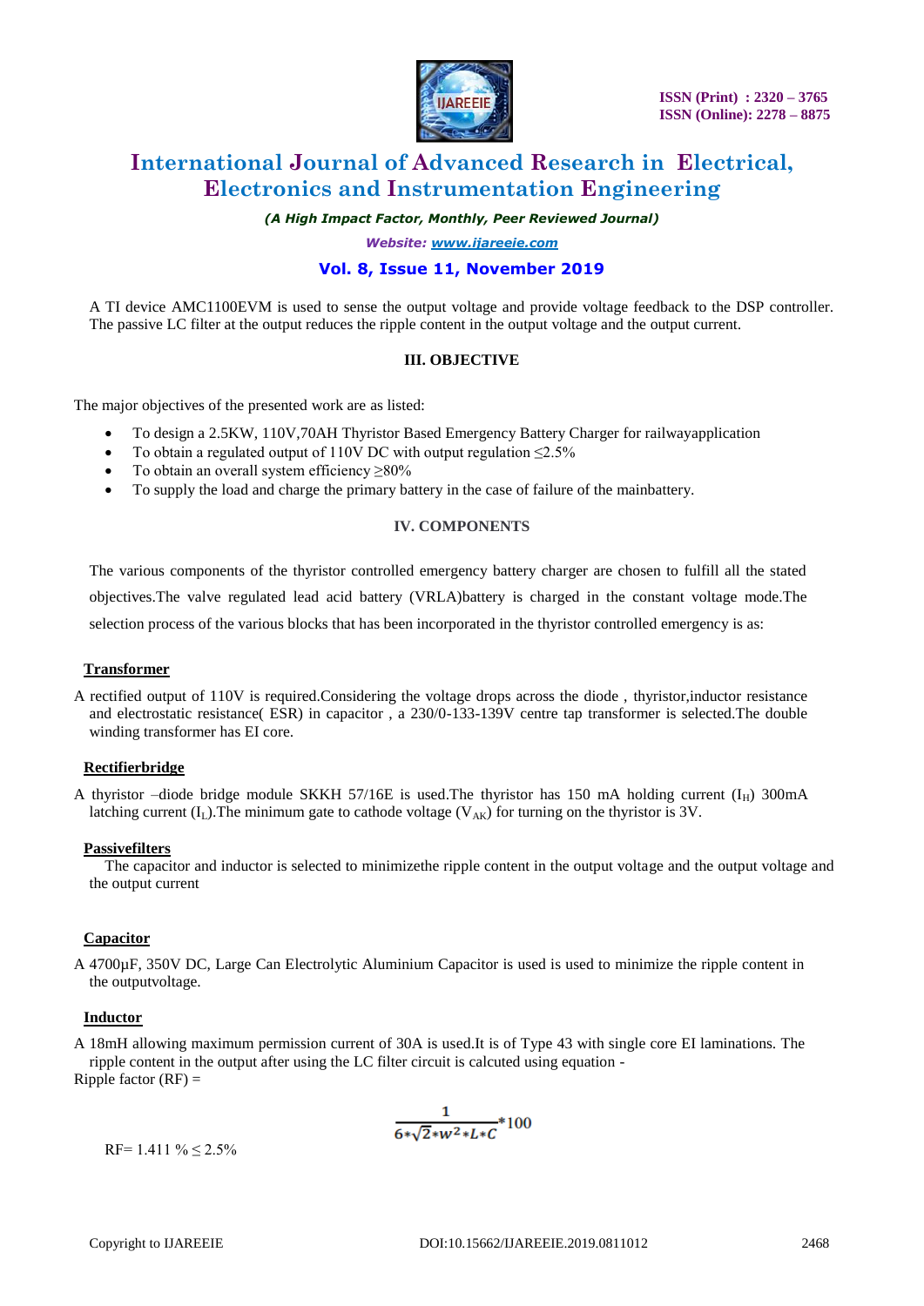A TI device AMC1100EVM is used to sense the output voltage and provide voltage feedback to the DSP controller. The passive LC filter at the output reduces the ripple content in the output voltage and the output current.

## III. OBJECTIVE

The major objectives of the presented work are as listed:

- To design a 2.5KW, 110V,70AH Thyristor Based Emergency Battery Charger for railwayapplication
- To obtain a regulated output of 110V DC with output regulation ≤2.5%
- To obtain an overall system efficiency ≥80%
- To supply the load and charge the primary battery in the case of failure of the mainbattery.

## IV. COMPONENTS

The various components of the thyristor controlled emergency battery charger are chosen to fulfill all the stated objectives.The valve regulated lead acid battery (VRLA)battery is charged in the constant voltage mode.The selection process of the various blocks that has been incorporated in the thyristor controlled emergency is as:

**Transformer**

A rectified output of 110V is required.Considering the voltage drops across the diode , thyristor,inductor resistance and electrostatic resistance( ESR) in capacitor , a 230/0-133-139V centre tap transformer is selected.The double winding transformer has EI core.

**Rectifierbridge**

A thyristor –diode bridge module SKKH 57/16E is used.The thyristor has 150 mA holding current ($I_H$) 300mA latching current ($I_L$).The minimum gate to cathode voltage ($V_{AK}$) for turning on the thyristor is 3V.

**Passivefilters**

The capacitor and inductor is selected to minimizethe ripple content in the output voltage and the output voltage and the output current

**Capacitor**

A 4700μF, 350V DC, Large Can Electrolytic Aluminium Capacitor is used is used to minimize the ripple content in the outputvoltage.

**Inductor**

A 18mH allowing maximum permission current of 30A is used.It is of Type 43 with single core EI laminations. The ripple content in the output after using the LC filter circuit is calcuted using equation -

Ripple factor (RF) =

$$\frac{1}{6*\sqrt{2}*w^2*L*C}*100$$

RF= 1.411 % ≤ 2.5%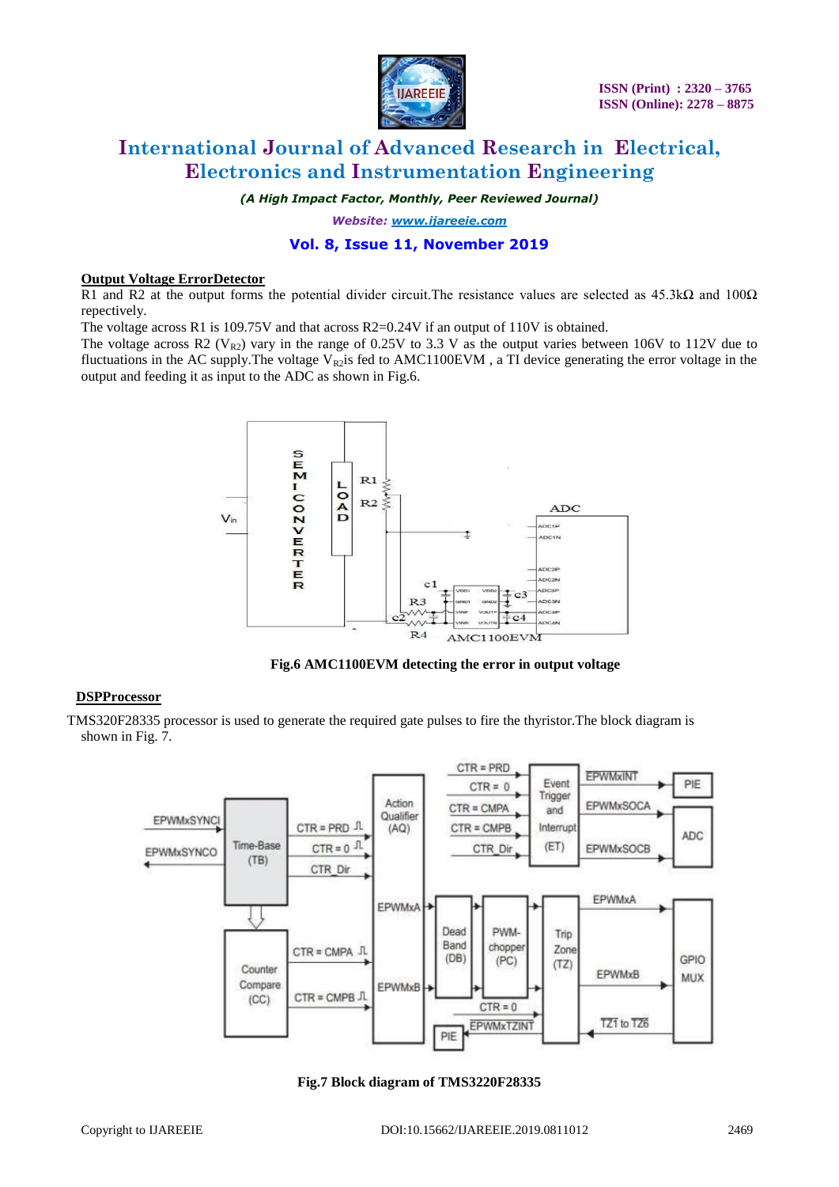**Output Voltage ErrorDetector**

R1 and R2 at the output forms the potential divider circuit.The resistance values are selected as 45.3kΩ and 100Ω repectively.

The voltage across R1 is 109.75V and that across R2=0.24V if an output of 110V is obtained.

The voltage across R2 ($V_{R2}$) vary in the range of 0.25V to 3.3 V as the output varies between 106V to 112V due to fluctuations in the AC supply.The voltage $V_{R2}$is fed to AMC1100EVM , a TI device generating the error voltage in the output and feeding it as input to the ADC as shown in Fig.6.

**Fig.6 AMC1100EVM detecting the error in output voltage**

**DSPProcessor**

TMS320F28335 processor is used to generate the required gate pulses to fire the thyristor.The block diagram is shown in Fig. 7.

**Fig.7 Block diagram of TMS3220F28335**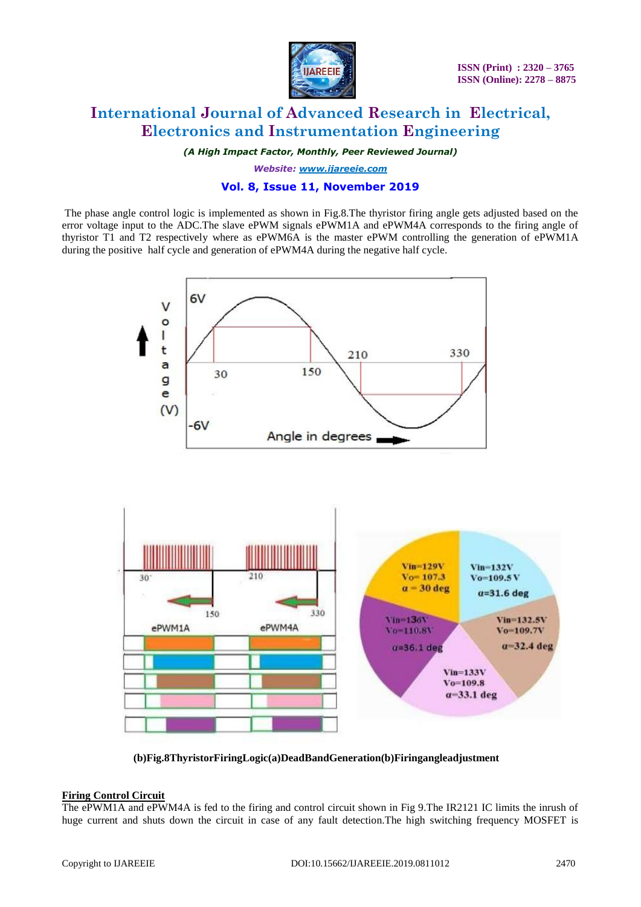The phase angle control logic is implemented as shown in Fig.8.The thyristor firing angle gets adjusted based on the error voltage input to the ADC.The slave ePWM signals ePWM1A and ePWM4A corresponds to the firing angle of thyristor T1 and T2 respectively where as ePWM6A is the master ePWM controlling the generation of ePWM1A during the positive half cycle and generation of ePWM4A during the negative half cycle.

**(b)Fig.8ThyristorFiringLogic(a)DeadBandGeneration(b)Firingangleadjustment**

**Firing Control Circuit**

The ePWM1A and ePWM4A is fed to the firing and control circuit shown in Fig 9.The IR2121 IC limits the inrush of huge current and shuts down the circuit in case of any fault detection.The high switching frequency MOSFET is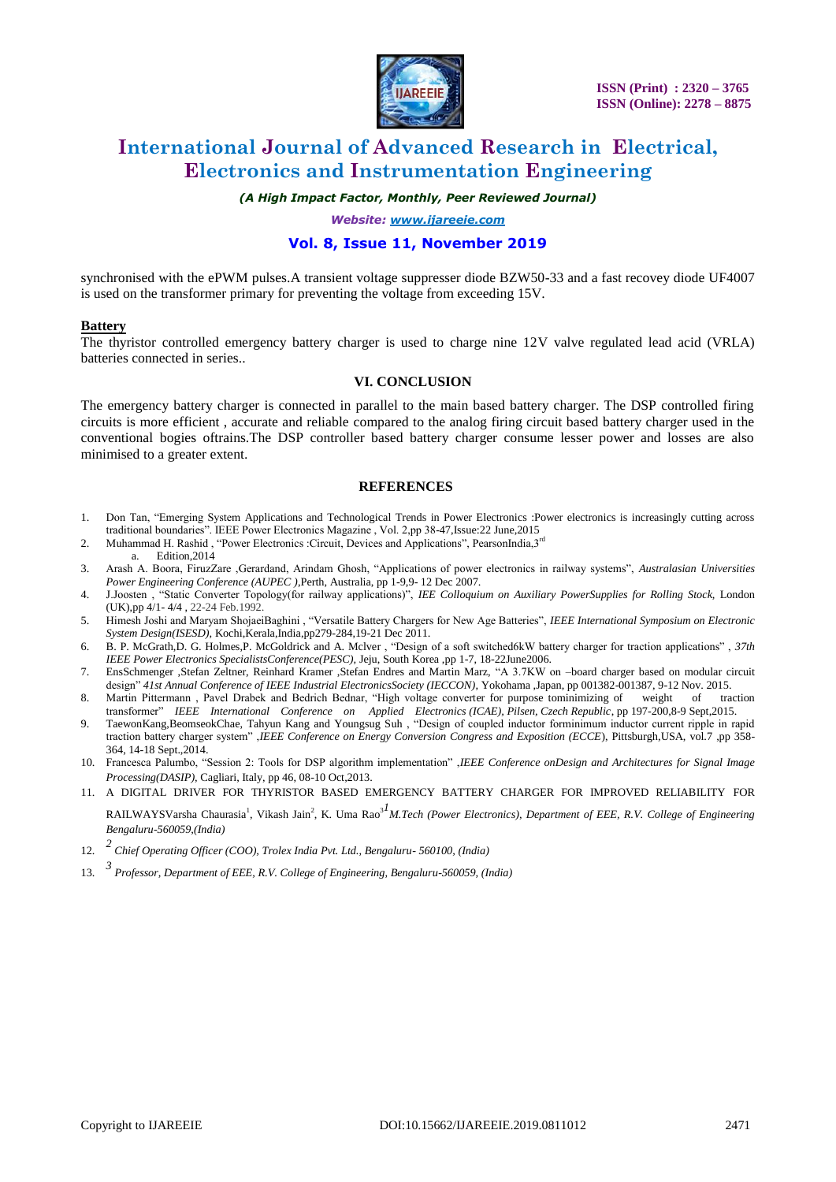synchronised with the ePWM pulses.A transient voltage suppresser diode BZW50-33 and a fast recovey diode UF4007 is used on the transformer primary for preventing the voltage from exceeding 15V.

**Battery**

The thyristor controlled emergency battery charger is used to charge nine 12V valve regulated lead acid (VRLA) batteries connected in series..

## VI. CONCLUSION

The emergency battery charger is connected in parallel to the main based battery charger. The DSP controlled firing circuits is more efficient , accurate and reliable compared to the analog firing circuit based battery charger used in the conventional bogies oftrains.The DSP controller based battery charger consume lesser power and losses are also minimised to a greater extent.

## REFERENCES

1. Don Tan, "Emerging System Applications and Technological Trends in Power Electronics :Power electronics is increasingly cutting across traditional boundaries". IEEE Power Electronics Magazine , Vol. 2,pp 38-47,Issue:22 June,2015
2. Muhammad H. Rashid , "Power Electronics :Circuit, Devices and Applications", PearsonIndia,3rd
    a. Edition,2014
3. Arash A. Boora, FiruzZare ,Gerardand, Arindam Ghosh, "Applications of power electronics in railway systems", *Australasian Universities Power Engineering Conference (AUPEC )*,Perth, Australia, pp 1-9,9- 12 Dec 2007.
4. J.Joosten , "Static Converter Topology(for railway applications)", *IEE Colloquium on Auxiliary PowerSupplies for Rolling Stock*, London (UK),pp 4/1- 4/4 , 22-24 Feb.1992.
5. Himesh Joshi and Maryam ShojaeiBaghini , "Versatile Battery Chargers for New Age Batteries", *IEEE International Symposium on Electronic System Design(ISESD)*, Kochi,Kerala,India,pp279-284,19-21 Dec 2011.
6. B. P. McGrath,D. G. Holmes,P. McGoldrick and A. Mclver , "Design of a soft switched6kW battery charger for traction applications" , *37th IEEE Power Electronics SpecialistsConference(PESC)*, Jeju, South Korea ,pp 1-7, 18-22June2006.
7. EnsSchmenger ,Stefan Zeltner, Reinhard Kramer ,Stefan Endres and Martin Marz, "A 3.7KW on –board charger based on modular circuit design" *41st Annual Conference of IEEE Industrial ElectronicsSociety (IECCON)*, Yokohama ,Japan, pp 001382-001387, 9-12 Nov. 2015.
8. Martin Pittermann , Pavel Drabek and Bedrich Bednar, "High voltage converter for purpose tominimizing of weight of traction transformer" *IEEE International Conference on Applied Electronics (ICAE), Pilsen, Czech Republic*, pp 197-200,8-9 Sept,2015.
9. TaewonKang,BeomseokChae, Tahyun Kang and Youngsug Suh , "Design of coupled inductor forminimum inductor current ripple in rapid traction battery charger system" ,*IEEE Conference on Energy Conversion Congress and Exposition (ECCE*), Pittsburgh,USA, vol.7 ,pp 358-364, 14-18 Sept.,2014.
10. Francesca Palumbo, "Session 2: Tools for DSP algorithm implementation" ,*IEEE Conference onDesign and Architectures for Signal Image Processing(DASIP)*, Cagliari, Italy, pp 46, 08-10 Oct,2013.
11. A DIGITAL DRIVER FOR THYRISTOR BASED EMERGENCY BATTERY CHARGER FOR IMPROVED RELIABILITY FOR RAILWAYSVarsha Chaurasia[1], Vikash Jain[2], K. Uma Rao[3] [1] *M.Tech (Power Electronics), Department of EEE, R.V. College of Engineering Bengaluru-560059,(India)*
12. [2] *Chief Operating Officer (COO), Trolex India Pvt. Ltd., Bengaluru- 560100, (India)*
13. [3] *Professor, Department of EEE, R.V. College of Engineering, Bengaluru-560059, (India)*